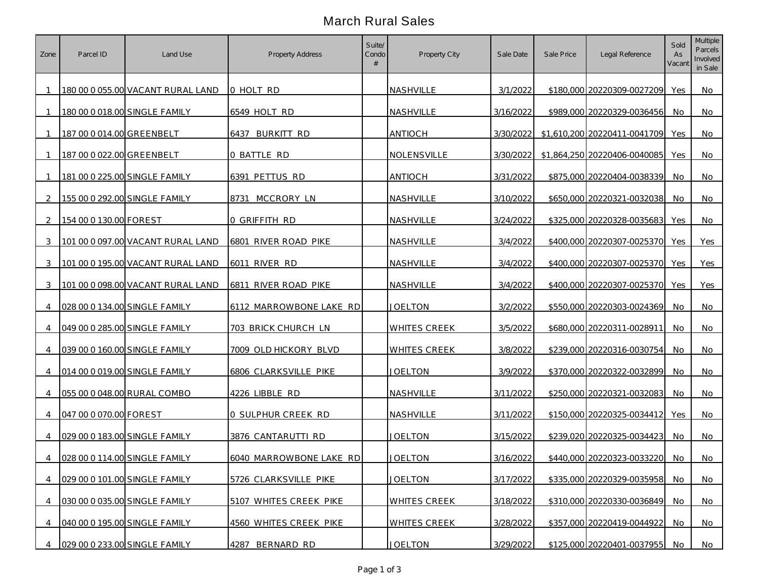# March Rural Sales

| Zone | Parcel ID | Land Use | Property Address | Suite/ Condo # | Property City | Sale Date | Sale Price | Legal Reference | Sold As Vacant | Multiple Parcels Involved in Sale |
|---|---|---|---|---|---|---|---|---|---|---|
| 1 | 180 00 0 055.00 | VACANT RURAL LAND | 0 HOLT RD | | NASHVILLE | 3/1/2022 | $180,000 | 20220309-0027209 | Yes | No |
| 1 | 180 00 0 018.00 | SINGLE FAMILY | 6549 HOLT RD | | NASHVILLE | 3/16/2022 | $989,000 | 20220329-0036456 | No | No |
| 1 | 187 00 0 014.00 | GREENBELT | 6437 BURKITT RD | | ANTIOCH | 3/30/2022 | $1,610,200 | 20220411-0041709 | Yes | No |
| 1 | 187 00 0 022.00 | GREENBELT | 0 BATTLE RD | | NOLENSVILLE | 3/30/2022 | $1,864,250 | 20220406-0040085 | Yes | No |
| 1 | 181 00 0 225.00 | SINGLE FAMILY | 6391 PETTUS RD | | ANTIOCH | 3/31/2022 | $875,000 | 20220404-0038339 | No | No |
| 2 | 155 00 0 292.00 | SINGLE FAMILY | 8731 MCCRORY LN | | NASHVILLE | 3/10/2022 | $650,000 | 20220321-0032038 | No | No |
| 2 | 154 00 0 130.00 | FOREST | 0 GRIFFITH RD | | NASHVILLE | 3/24/2022 | $325,000 | 20220328-0035683 | Yes | No |
| 3 | 101 00 0 097.00 | VACANT RURAL LAND | 6801 RIVER ROAD PIKE | | NASHVILLE | 3/4/2022 | $400,000 | 20220307-0025370 | Yes | Yes |
| 3 | 101 00 0 195.00 | VACANT RURAL LAND | 6011 RIVER RD | | NASHVILLE | 3/4/2022 | $400,000 | 20220307-0025370 | Yes | Yes |
| 3 | 101 00 0 098.00 | VACANT RURAL LAND | 6811 RIVER ROAD PIKE | | NASHVILLE | 3/4/2022 | $400,000 | 20220307-0025370 | Yes | Yes |
| 4 | 028 00 0 134.00 | SINGLE FAMILY | 6112 MARROWBONE LAKE RD | | JOELTON | 3/2/2022 | $550,000 | 20220303-0024369 | No | No |
| 4 | 049 00 0 285.00 | SINGLE FAMILY | 703 BRICK CHURCH LN | | WHITES CREEK | 3/5/2022 | $680,000 | 20220311-0028911 | No | No |
| 4 | 039 00 0 160.00 | SINGLE FAMILY | 7009 OLD HICKORY BLVD | | WHITES CREEK | 3/8/2022 | $239,000 | 20220316-0030754 | No | No |
| 4 | 014 00 0 019.00 | SINGLE FAMILY | 6806 CLARKSVILLE PIKE | | JOELTON | 3/9/2022 | $370,000 | 20220322-0032899 | No | No |
| 4 | 055 00 0 048.00 | RURAL COMBO | 4226 LIBBLE RD | | NASHVILLE | 3/11/2022 | $250,000 | 20220321-0032083 | No | No |
| 4 | 047 00 0 070.00 | FOREST | 0 SULPHUR CREEK RD | | NASHVILLE | 3/11/2022 | $150,000 | 20220325-0034412 | Yes | No |
| 4 | 029 00 0 183.00 | SINGLE FAMILY | 3876 CANTARUTTI RD | | JOELTON | 3/15/2022 | $239,020 | 20220325-0034423 | No | No |
| 4 | 028 00 0 114.00 | SINGLE FAMILY | 6040 MARROWBONE LAKE RD | | JOELTON | 3/16/2022 | $440,000 | 20220323-0033220 | No | No |
| 4 | 029 00 0 101.00 | SINGLE FAMILY | 5726 CLARKSVILLE PIKE | | JOELTON | 3/17/2022 | $335,000 | 20220329-0035958 | No | No |
| 4 | 030 00 0 035.00 | SINGLE FAMILY | 5107 WHITES CREEK PIKE | | WHITES CREEK | 3/18/2022 | $310,000 | 20220330-0036849 | No | No |
| 4 | 040 00 0 195.00 | SINGLE FAMILY | 4560 WHITES CREEK PIKE | | WHITES CREEK | 3/28/2022 | $357,000 | 20220419-0044922 | No | No |
| 4 | 029 00 0 233.00 | SINGLE FAMILY | 4287 BERNARD RD | | JOELTON | 3/29/2022 | $125,000 | 20220401-0037955 | No | No |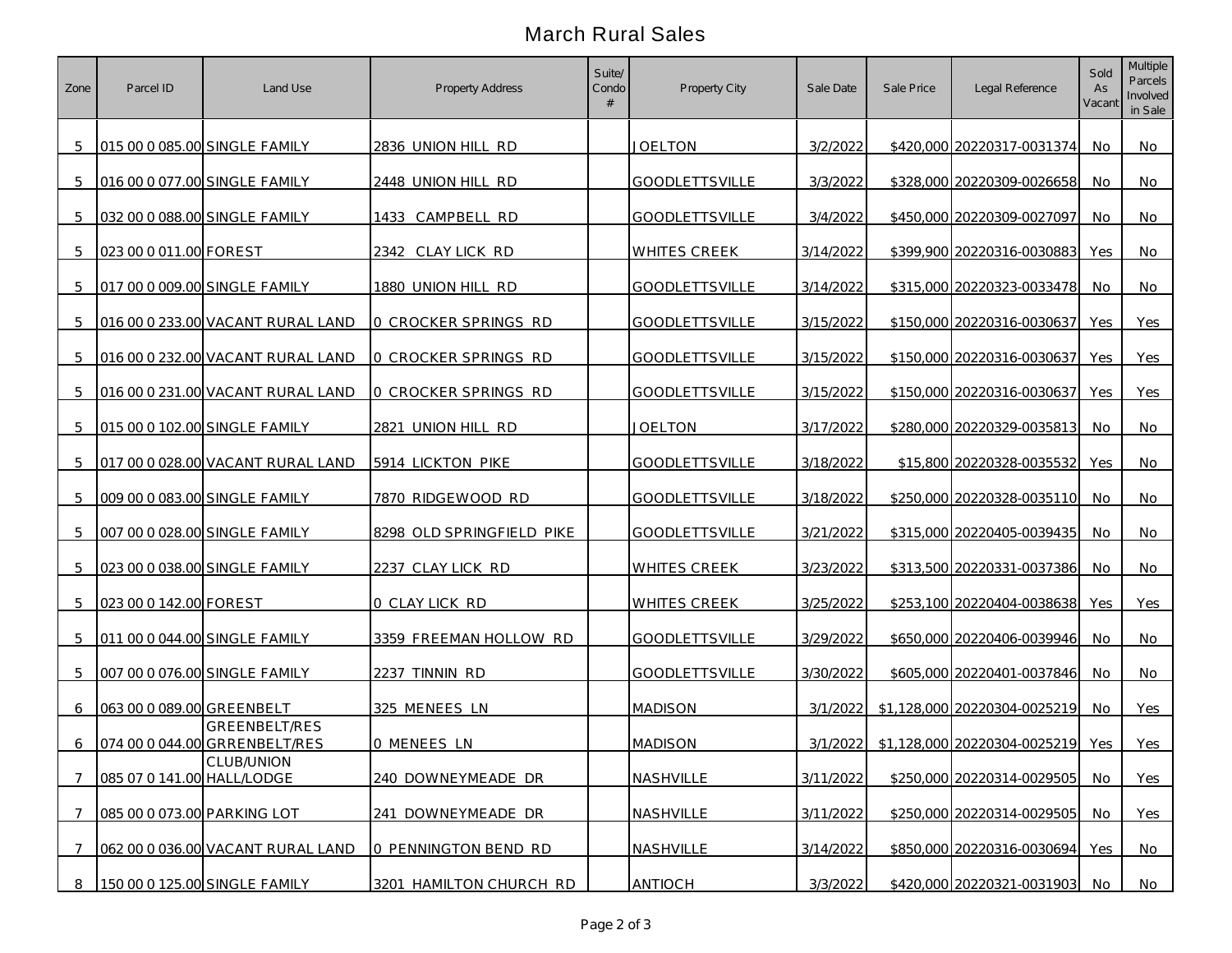# March Rural Sales

| Zone | Parcel ID | Land Use | Property Address | Suite/ Condo # | Property City | Sale Date | Sale Price | Legal Reference | Sold As Vacant | Multiple Parcels Involved in Sale |
|---|---|---|---|---|---|---|---|---|---|---|
| 5 | 015 00 0 085.00 | SINGLE FAMILY | 2836 UNION HILL RD | | JOELTON | 3/2/2022 | $420,000 | 20220317-0031374 | No | No |
| 5 | 016 00 0 077.00 | SINGLE FAMILY | 2448 UNION HILL RD | | GOODLETTSVILLE | 3/3/2022 | $328,000 | 20220309-0026658 | No | No |
| 5 | 032 00 0 088.00 | SINGLE FAMILY | 1433 CAMPBELL RD | | GOODLETTSVILLE | 3/4/2022 | $450,000 | 20220309-0027097 | No | No |
| 5 | 023 00 0 011.00 | FOREST | 2342 CLAY LICK RD | | WHITES CREEK | 3/14/2022 | $399,900 | 20220316-0030883 | Yes | No |
| 5 | 017 00 0 009.00 | SINGLE FAMILY | 1880 UNION HILL RD | | GOODLETTSVILLE | 3/14/2022 | $315,000 | 20220323-0033478 | No | No |
| 5 | 016 00 0 233.00 | VACANT RURAL LAND | 0 CROCKER SPRINGS RD | | GOODLETTSVILLE | 3/15/2022 | $150,000 | 20220316-0030637 | Yes | Yes |
| 5 | 016 00 0 232.00 | VACANT RURAL LAND | 0 CROCKER SPRINGS RD | | GOODLETTSVILLE | 3/15/2022 | $150,000 | 20220316-0030637 | Yes | Yes |
| 5 | 016 00 0 231.00 | VACANT RURAL LAND | 0 CROCKER SPRINGS RD | | GOODLETTSVILLE | 3/15/2022 | $150,000 | 20220316-0030637 | Yes | Yes |
| 5 | 015 00 0 102.00 | SINGLE FAMILY | 2821 UNION HILL RD | | JOELTON | 3/17/2022 | $280,000 | 20220329-0035813 | No | No |
| 5 | 017 00 0 028.00 | VACANT RURAL LAND | 5914 LICKTON PIKE | | GOODLETTSVILLE | 3/18/2022 | $15,800 | 20220328-0035532 | Yes | No |
| 5 | 009 00 0 083.00 | SINGLE FAMILY | 7870 RIDGEWOOD RD | | GOODLETTSVILLE | 3/18/2022 | $250,000 | 20220328-0035110 | No | No |
| 5 | 007 00 0 028.00 | SINGLE FAMILY | 8298 OLD SPRINGFIELD PIKE | | GOODLETTSVILLE | 3/21/2022 | $315,000 | 20220405-0039435 | No | No |
| 5 | 023 00 0 038.00 | SINGLE FAMILY | 2237 CLAY LICK RD | | WHITES CREEK | 3/23/2022 | $313,500 | 20220331-0037386 | No | No |
| 5 | 023 00 0 142.00 | FOREST | 0 CLAY LICK RD | | WHITES CREEK | 3/25/2022 | $253,100 | 20220404-0038638 | Yes | Yes |
| 5 | 011 00 0 044.00 | SINGLE FAMILY | 3359 FREEMAN HOLLOW RD | | GOODLETTSVILLE | 3/29/2022 | $650,000 | 20220406-0039946 | No | No |
| 5 | 007 00 0 076.00 | SINGLE FAMILY | 2237 TINNIN RD | | GOODLETTSVILLE | 3/30/2022 | $605,000 | 20220401-0037846 | No | No |
| 6 | 063 00 0 089.00 | GREENBELT | 325 MENEES LN | | MADISON | 3/1/2022 | $1,128,000 | 20220304-0025219 | No | Yes |
| 6 | 074 00 0 044.00 | GREENBELT/RES GRRENBELT/RES | 0 MENEES LN | | MADISON | 3/1/2022 | $1,128,000 | 20220304-0025219 | Yes | Yes |
| 7 | 085 07 0 141.00 | CLUB/UNION HALL/LODGE | 240 DOWNEYMEADE DR | | NASHVILLE | 3/11/2022 | $250,000 | 20220314-0029505 | No | Yes |
| 7 | 085 00 0 073.00 | PARKING LOT | 241 DOWNEYMEADE DR | | NASHVILLE | 3/11/2022 | $250,000 | 20220314-0029505 | No | Yes |
| 7 | 062 00 0 036.00 | VACANT RURAL LAND | 0 PENNINGTON BEND RD | | NASHVILLE | 3/14/2022 | $850,000 | 20220316-0030694 | Yes | No |
| 8 | 150 00 0 125.00 | SINGLE FAMILY | 3201 HAMILTON CHURCH RD | | ANTIOCH | 3/3/2022 | $420,000 | 20220321-0031903 | No | No |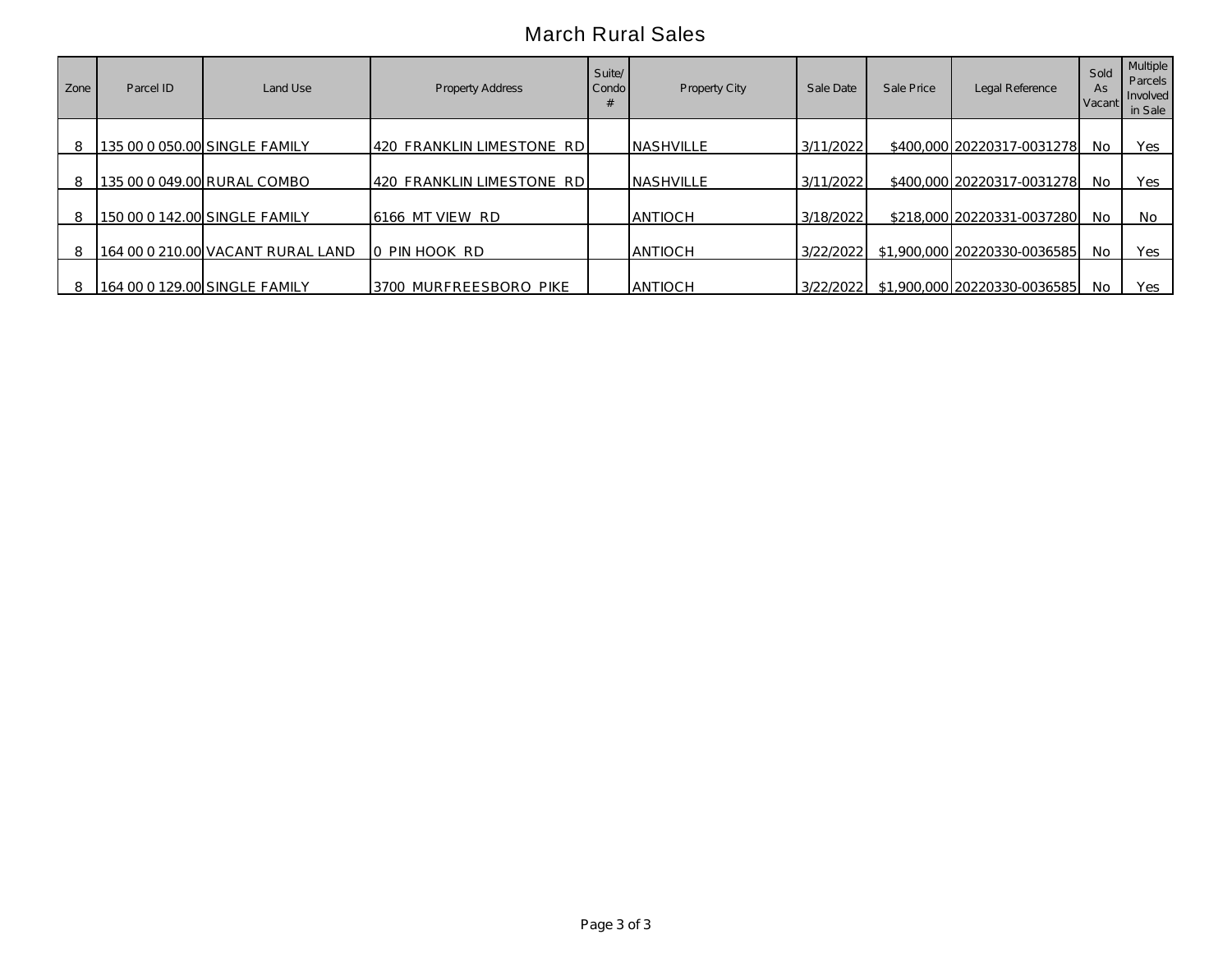# March Rural Sales

| Zone | Parcel ID | Land Use | Property Address | Suite/ Condo # | Property City | Sale Date | Sale Price | Legal Reference | Sold As Vacant | Multiple Parcels Involved in Sale |
|---|---|---|---|---|---|---|---|---|---|---|
| 8 | 135 00 0 050.00 | SINGLE FAMILY | 420 FRANKLIN LIMESTONE RD | | NASHVILLE | 3/11/2022 | $400,000 | 20220317-0031278 | No | Yes |
| 8 | 135 00 0 049.00 | RURAL COMBO | 420 FRANKLIN LIMESTONE RD | | NASHVILLE | 3/11/2022 | $400,000 | 20220317-0031278 | No | Yes |
| 8 | 150 00 0 142.00 | SINGLE FAMILY | 6166 MT VIEW RD | | ANTIOCH | 3/18/2022 | $218,000 | 20220331-0037280 | No | No |
| 8 | 164 00 0 210.00 | VACANT RURAL LAND | 0 PIN HOOK RD | | ANTIOCH | 3/22/2022 | $1,900,000 | 20220330-0036585 | No | Yes |
| 8 | 164 00 0 129.00 | SINGLE FAMILY | 3700 MURFREESBORO PIKE | | ANTIOCH | 3/22/2022 | $1,900,000 | 20220330-0036585 | No | Yes |